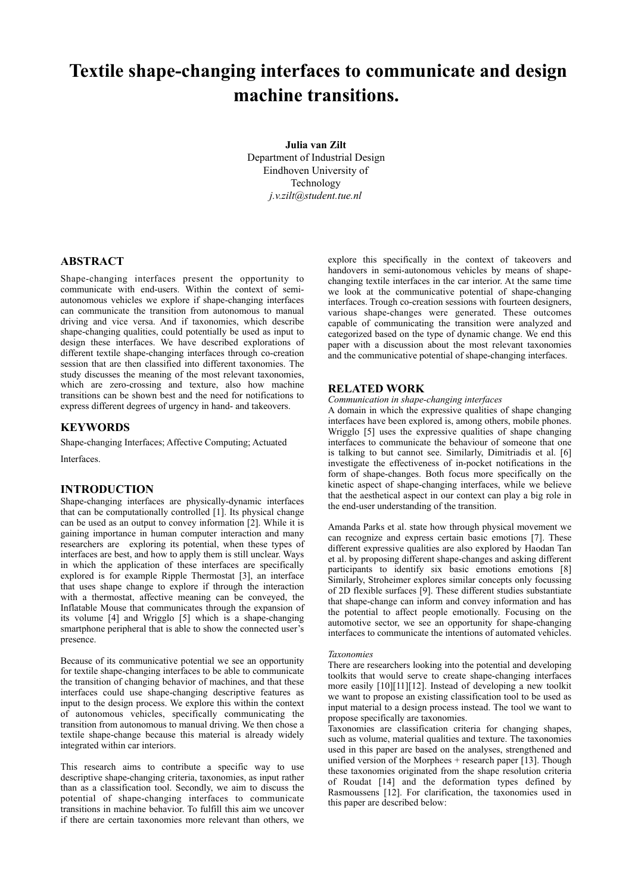#  Textile shape-changing interfaces to communicate and design machine transitions.

**Julia van Zilt**
Department of Industrial Design
Eindhoven University of Technology
*j.v.zilt@student.tue.nl*

## ABSTRACT

Shape-changing interfaces present the opportunity to communicate with end-users. Within the context of semi-autonomous vehicles we explore if shape-changing interfaces can communicate the transition from autonomous to manual driving and vice versa. And if taxonomies, which describe shape-changing qualities, could potentially be used as input to design these interfaces. We have described explorations of different textile shape-changing interfaces through co-creation session that are then classified into different taxonomies. The study discusses the meaning of the most relevant taxonomies, which are zero-crossing and texture, also how machine transitions can be shown best and the need for notifications to express different degrees of urgency in hand- and takeovers.

## KEYWORDS

Shape-changing Interfaces; Affective Computing; Actuated Interfaces.

## INTRODUCTION

Shape-changing interfaces are physically-dynamic interfaces that can be computationally controlled [1]. Its physical change can be used as an output to convey information [2]. While it is gaining importance in human computer interaction and many researchers are exploring its potential, when these types of interfaces are best, and how to apply them is still unclear. Ways in which the application of these interfaces are specifically explored is for example Ripple Thermostat [3], an interface that uses shape change to explore if through the interaction with a thermostat, affective meaning can be conveyed, the Inflatable Mouse that communicates through the expansion of its volume [4] and Wrigglo [5] which is a shape-changing smartphone peripheral that is able to show the connected user's presence.

Because of its communicative potential we see an opportunity for textile shape-changing interfaces to be able to communicate the transition of changing behavior of machines, and that these interfaces could use shape-changing descriptive features as input to the design process. We explore this within the context of autonomous vehicles, specifically communicating the transition from autonomous to manual driving. We then chose a textile shape-change because this material is already widely integrated within car interiors.

This research aims to contribute a specific way to use descriptive shape-changing criteria, taxonomies, as input rather than as a classification tool. Secondly, we aim to discuss the potential of shape-changing interfaces to communicate transitions in machine behavior. To fulfill this aim we uncover if there are certain taxonomies more relevant than others, we explore this specifically in the context of takeovers and handovers in semi-autonomous vehicles by means of shape-changing textile interfaces in the car interior. At the same time we look at the communicative potential of shape-changing interfaces. Trough co-creation sessions with fourteen designers, various shape-changes were generated. These outcomes capable of communicating the transition were analyzed and categorized based on the type of dynamic change. We end this paper with a discussion about the most relevant taxonomies and the communicative potential of shape-changing interfaces.

## RELATED WORK

*Communication in shape-changing interfaces*

A domain in which the expressive qualities of shape changing interfaces have been explored is, among others, mobile phones. Wrigglo [5] uses the expressive qualities of shape changing interfaces to communicate the behaviour of someone that one is talking to but cannot see. Similarly, Dimitriadis et al. [6] investigate the effectiveness of in-pocket notifications in the form of shape-changes. Both focus more specifically on the kinetic aspect of shape-changing interfaces, while we believe that the aesthetical aspect in our context can play a big role in the end-user understanding of the transition.

Amanda Parks et al. state how through physical movement we can recognize and express certain basic emotions [7]. These different expressive qualities are also explored by Haodan Tan et al. by proposing different shape-changes and asking different participants to identify six basic emotions emotions [8] Similarly, Stroheimer explores similar concepts only focussing of 2D flexible surfaces [9]. These different studies substantiate that shape-change can inform and convey information and has the potential to affect people emotionally. Focusing on the automotive sector, we see an opportunity for shape-changing interfaces to communicate the intentions of automated vehicles.

*Taxonomies*

There are researchers looking into the potential and developing toolkits that would serve to create shape-changing interfaces more easily [10][11][12]. Instead of developing a new toolkit we want to propose an existing classification tool to be used as input material to a design process instead. The tool we want to propose specifically are taxonomies.

Taxonomies are classification criteria for changing shapes, such as volume, material qualities and texture. The taxonomies used in this paper are based on the analyses, strengthened and unified version of the Morphees + research paper [13]. Though these taxonomies originated from the shape resolution criteria of Roudat [14] and the deformation types defined by Rasmoussens [12]. For clarification, the taxonomies used in this paper are described below: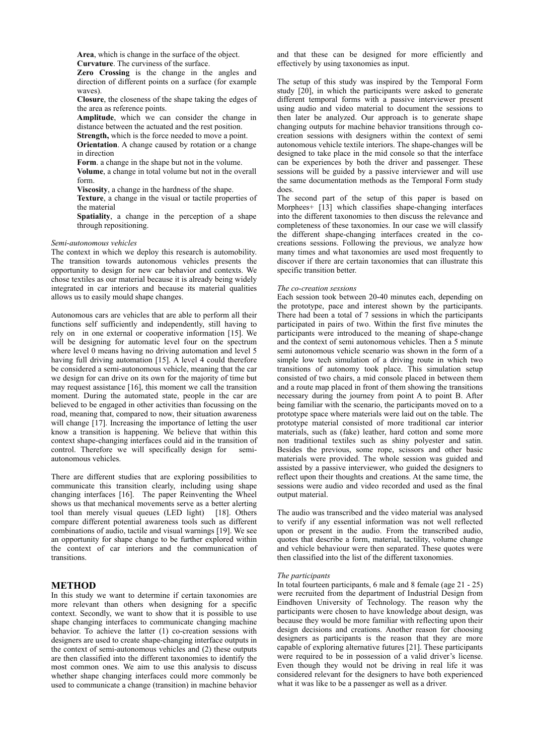**Area**, which is change in the surface of the object.

**Curvature**. The curviness of the surface.

**Zero Crossing** is the change in the angles and direction of different points on a surface (for example waves).

**Closure**, the closeness of the shape taking the edges of the area as reference points.

**Amplitude**, which we can consider the change in distance between the actuated and the rest position.

**Strength,** which is the force needed to move a point.

**Orientation**. A change caused by rotation or a change in direction

**Form**. a change in the shape but not in the volume.

**Volume**, a change in total volume but not in the overall form.

**Viscosity**, a change in the hardness of the shape.

**Texture**, a change in the visual or tactile properties of the material

**Spatiality**, a change in the perception of a shape through repositioning.

*Semi-autonomous vehicles*

The context in which we deploy this research is automobility. The transition towards autonomous vehicles presents the opportunity to design for new car behavior and contexts. We chose textiles as our material because it is already being widely integrated in car interiors and because its material qualities allows us to easily mould shape changes.

Autonomous cars are vehicles that are able to perform all their functions self sufficiently and independently, still having to rely on in one external or cooperative information [15]. We will be designing for automatic level four on the spectrum where level 0 means having no driving automation and level 5 having full driving automation [15]. A level 4 could therefore be considered a semi-autonomous vehicle, meaning that the car we design for can drive on its own for the majority of time but may request assistance [16], this moment we call the transition moment. During the automated state, people in the car are believed to be engaged in other activities than focussing on the road, meaning that, compared to now, their situation awareness will change [17]. Increasing the importance of letting the user know a transition is happening. We believe that within this context shape-changing interfaces could aid in the transition of control. Therefore we will specifically design for semi-autonomous vehicles.

There are different studies that are exploring possibilities to communicate this transition clearly, including using shape changing interfaces [16]. The paper Reinventing the Wheel shows us that mechanical movements serve as a better alerting tool than merely visual queues (LED light) [18]. Others compare different potential awareness tools such as different combinations of audio, tactile and visual warnings [19]. We see an opportunity for shape change to be further explored within the context of car interiors and the communication of transitions.

## METHOD

In this study we want to determine if certain taxonomies are more relevant than others when designing for a specific context. Secondly, we want to show that it is possible to use shape changing interfaces to communicate changing machine behavior. To achieve the latter (1) co-creation sessions with designers are used to create shape-changing interface outputs in the context of semi-autonomous vehicles and (2) these outputs are then classified into the different taxonomies to identify the most common ones. We aim to use this analysis to discuss whether shape changing interfaces could more commonly be used to communicate a change (transition) in machine behavior and that these can be designed for more efficiently and effectively by using taxonomies as input.

The setup of this study was inspired by the Temporal Form study [20], in which the participants were asked to generate different temporal forms with a passive interviewer present using audio and video material to document the sessions to then later be analyzed. Our approach is to generate shape changing outputs for machine behavior transitions through co-creation sessions with designers within the context of semi autonomous vehicle textile interiors. The shape-changes will be designed to take place in the mid console so that the interface can be experiences by both the driver and passenger. These sessions will be guided by a passive interviewer and will use the same documentation methods as the Temporal Form study does.

The second part of the setup of this paper is based on Morphees+ [13] which classifies shape-changing interfaces into the different taxonomies to then discuss the relevance and completeness of these taxonomies. In our case we will classify the different shape-changing interfaces created in the co-creations sessions. Following the previous, we analyze how many times and what taxonomies are used most frequently to discover if there are certain taxonomies that can illustrate this specific transition better.

*The co-creation sessions*

Each session took between 20-40 minutes each, depending on the prototype, pace and interest shown by the participants. There had been a total of 7 sessions in which the participants participated in pairs of two. Within the first five minutes the participants were introduced to the meaning of shape-change and the context of semi autonomous vehicles. Then a 5 minute semi autonomous vehicle scenario was shown in the form of a simple low tech simulation of a driving route in which two transitions of autonomy took place. This simulation setup consisted of two chairs, a mid console placed in between them and a route map placed in front of them showing the transitions necessary during the journey from point A to point B. After being familiar with the scenario, the participants moved on to a prototype space where materials were laid out on the table. The prototype material consisted of more traditional car interior materials, such as (fake) leather, hard cotton and some more non traditional textiles such as shiny polyester and satin. Besides the previous, some rope, scissors and other basic materials were provided. The whole session was guided and assisted by a passive interviewer, who guided the designers to reflect upon their thoughts and creations. At the same time, the sessions were audio and video recorded and used as the final output material.

The audio was transcribed and the video material was analysed to verify if any essential information was not well reflected upon or present in the audio. From the transcribed audio, quotes that describe a form, material, tactility, volume change and vehicle behaviour were then separated. These quotes were then classified into the list of the different taxonomies.

*The participants*

In total fourteen participants, 6 male and 8 female (age 21 - 25) were recruited from the department of Industrial Design from Eindhoven University of Technology. The reason why the participants were chosen to have knowledge about design, was because they would be more familiar with reflecting upon their design decisions and creations. Another reason for choosing designers as participants is the reason that they are more capable of exploring alternative futures [21]. These participants were required to be in possession of a valid driver's license. Even though they would not be driving in real life it was considered relevant for the designers to have both experienced what it was like to be a passenger as well as a driver.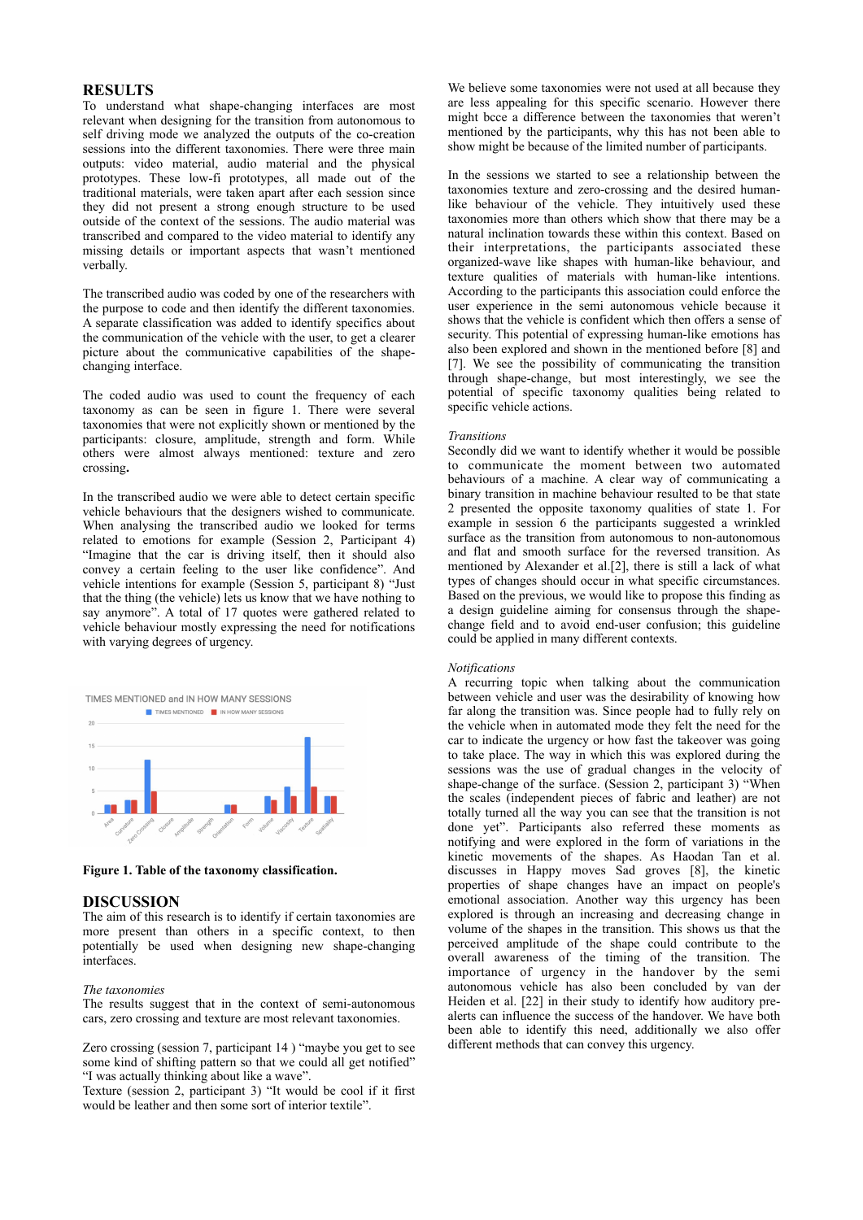## RESULTS

To understand what shape-changing interfaces are most relevant when designing for the transition from autonomous to self driving mode we analyzed the outputs of the co-creation sessions into the different taxonomies. There were three main outputs: video material, audio material and the physical prototypes. These low-fi prototypes, all made out of the traditional materials, were taken apart after each session since they did not present a strong enough structure to be used outside of the context of the sessions. The audio material was transcribed and compared to the video material to identify any missing details or important aspects that wasn't mentioned verbally.

The transcribed audio was coded by one of the researchers with the purpose to code and then identify the different taxonomies. A separate classification was added to identify specifics about the communication of the vehicle with the user, to get a clearer picture about the communicative capabilities of the shape-changing interface.

The coded audio was used to count the frequency of each taxonomy as can be seen in figure 1. There were several taxonomies that were not explicitly shown or mentioned by the participants: closure, amplitude, strength and form. While others were almost always mentioned: texture and zero crossing**.**

In the transcribed audio we were able to detect certain specific vehicle behaviours that the designers wished to communicate. When analysing the transcribed audio we looked for terms related to emotions for example (Session 2, Participant 4) "Imagine that the car is driving itself, then it should also convey a certain feeling to the user like confidence". And vehicle intentions for example (Session 5, participant 8) "Just that the thing (the vehicle) lets us know that we have nothing to say anymore". A total of 17 quotes were gathered related to vehicle behaviour mostly expressing the need for notifications with varying degrees of urgency.

TIMES MENTIONED and IN HOW MANY SESSIONS

| Taxonomy | Times mentioned | In how many sessions |
|---|---|---|
| Area | 2 | 2 |
| Curvature | 3 | 3 |
| Zero Crossing | 12 | 5 |
| Closure | 0 | 0 |
| Amplitude | 0 | 0 |
| Strength | 0 | 0 |
| Orientation | 2 | 2 |
| Form | 0 | 0 |
| Volume | 4 | 3 |
| Viscosity | 6 | 4 |
| Texture | 17 | 6 |
| Spatiality | 4 | 4 |

**Figure 1. Table of the taxonomy classification.**

## DISCUSSION

The aim of this research is to identify if certain taxonomies are more present than others in a specific context, to then potentially be used when designing new shape-changing interfaces.

*The taxonomies*

The results suggest that in the context of semi-autonomous cars, zero crossing and texture are most relevant taxonomies.

Zero crossing (session 7, participant 14 ) "maybe you get to see some kind of shifting pattern so that we could all get notified" "I was actually thinking about like a wave".

Texture (session 2, participant 3) "It would be cool if it first would be leather and then some sort of interior textile".

We believe some taxonomies were not used at all because they are less appealing for this specific scenario. However there might bcce a difference between the taxonomies that weren't mentioned by the participants, why this has not been able to show might be because of the limited number of participants.

In the sessions we started to see a relationship between the taxonomies texture and zero-crossing and the desired human-like behaviour of the vehicle. They intuitively used these taxonomies more than others which show that there may be a natural inclination towards these within this context. Based on their interpretations, the participants associated these organized-wave like shapes with human-like behaviour, and texture qualities of materials with human-like intentions. According to the participants this association could enforce the user experience in the semi autonomous vehicle because it shows that the vehicle is confident which then offers a sense of security. This potential of expressing human-like emotions has also been explored and shown in the mentioned before [8] and [7]. We see the possibility of communicating the transition through shape-change, but most interestingly, we see the potential of specific taxonomy qualities being related to specific vehicle actions.

*Transitions*

Secondly did we want to identify whether it would be possible to communicate the moment between two automated behaviours of a machine. A clear way of communicating a binary transition in machine behaviour resulted to be that state 2 presented the opposite taxonomy qualities of state 1. For example in session 6 the participants suggested a wrinkled surface as the transition from autonomous to non-autonomous and flat and smooth surface for the reversed transition. As mentioned by Alexander et al.[2], there is still a lack of what types of changes should occur in what specific circumstances. Based on the previous, we would like to propose this finding as a design guideline aiming for consensus through the shape-change field and to avoid end-user confusion; this guideline could be applied in many different contexts.

*Notifications*

A recurring topic when talking about the communication between vehicle and user was the desirability of knowing how far along the transition was. Since people had to fully rely on the vehicle when in automated mode they felt the need for the car to indicate the urgency or how fast the takeover was going to take place. The way in which this was explored during the sessions was the use of gradual changes in the velocity of shape-change of the surface. (Session 2, participant 3) "When the scales (independent pieces of fabric and leather) are not totally turned all the way you can see that the transition is not done yet". Participants also referred these moments as notifying and were explored in the form of variations in the kinetic movements of the shapes. As Haodan Tan et al. discusses in Happy moves Sad groves [8], the kinetic properties of shape changes have an impact on people's emotional association. Another way this urgency has been explored is through an increasing and decreasing change in volume of the shapes in the transition. This shows us that the perceived amplitude of the shape could contribute to the overall awareness of the timing of the transition. The importance of urgency in the handover by the semi autonomous vehicle has also been concluded by van der Heiden et al. [22] in their study to identify how auditory pre-alerts can influence the success of the handover. We have both been able to identify this need, additionally we also offer different methods that can convey this urgency.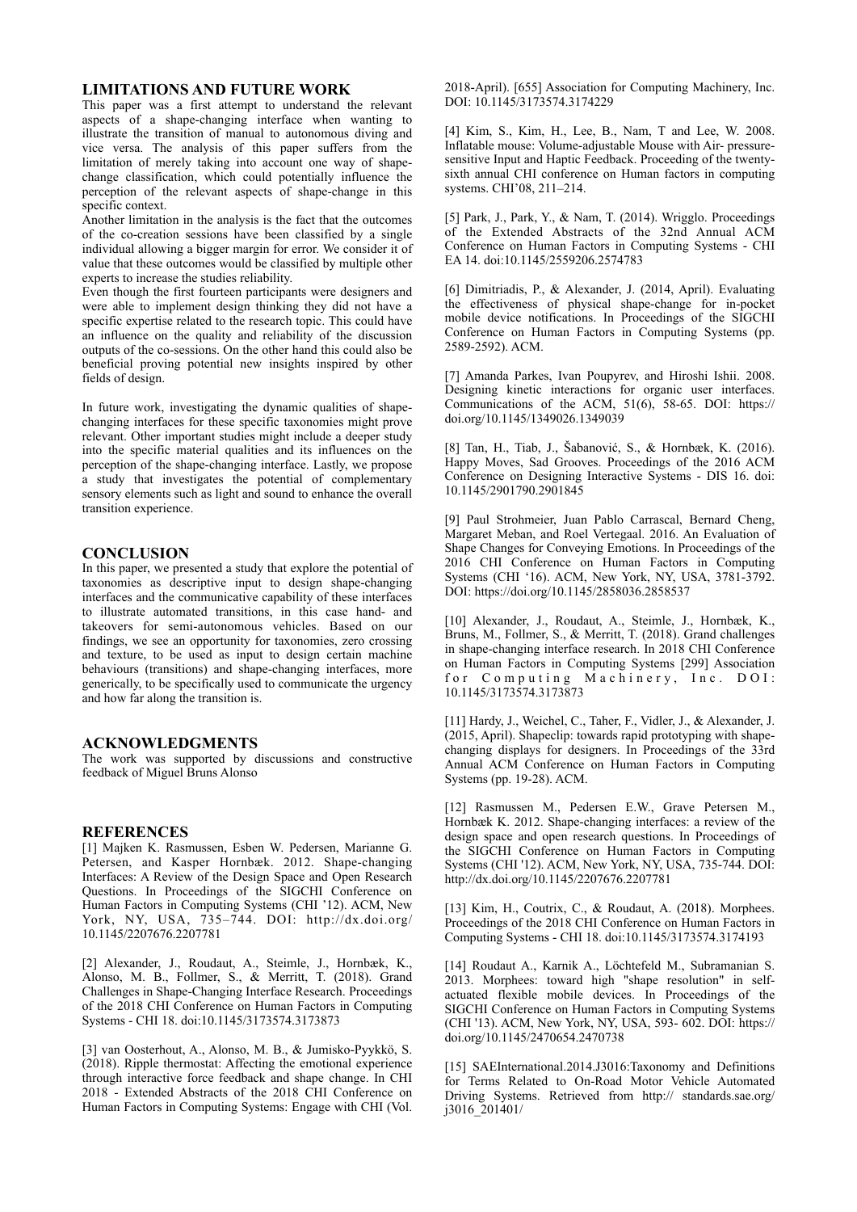## LIMITATIONS AND FUTURE WORK

This paper was a first attempt to understand the relevant aspects of a shape-changing interface when wanting to illustrate the transition of manual to autonomous diving and vice versa. The analysis of this paper suffers from the limitation of merely taking into account one way of shape-change classification, which could potentially influence the perception of the relevant aspects of shape-change in this specific context.

Another limitation in the analysis is the fact that the outcomes of the co-creation sessions have been classified by a single individual allowing a bigger margin for error. We consider it of value that these outcomes would be classified by multiple other experts to increase the studies reliability.

Even though the first fourteen participants were designers and were able to implement design thinking they did not have a specific expertise related to the research topic. This could have an influence on the quality and reliability of the discussion outputs of the co-sessions. On the other hand this could also be beneficial proving potential new insights inspired by other fields of design.

In future work, investigating the dynamic qualities of shape-changing interfaces for these specific taxonomies might prove relevant. Other important studies might include a deeper study into the specific material qualities and its influences on the perception of the shape-changing interface. Lastly, we propose a study that investigates the potential of complementary sensory elements such as light and sound to enhance the overall transition experience.

## CONCLUSION

In this paper, we presented a study that explore the potential of taxonomies as descriptive input to design shape-changing interfaces and the communicative capability of these interfaces to illustrate automated transitions, in this case hand- and takeovers for semi-autonomous vehicles. Based on our findings, we see an opportunity for taxonomies, zero crossing and texture, to be used as input to design certain machine behaviours (transitions) and shape-changing interfaces, more generically, to be specifically used to communicate the urgency and how far along the transition is.

## ACKNOWLEDGMENTS

The work was supported by discussions and constructive feedback of Miguel Bruns Alonso

## REFERENCES

[1] Majken K. Rasmussen, Esben W. Pedersen, Marianne G. Petersen, and Kasper Hornbæk. 2012. Shape-changing Interfaces: A Review of the Design Space and Open Research Questions. In Proceedings of the SIGCHI Conference on Human Factors in Computing Systems (CHI '12). ACM, New York, NY, USA, 735–744. DOI: http://dx.doi.org/10.1145/2207676.2207781

[2] Alexander, J., Roudaut, A., Steimle, J., Hornbæk, K., Alonso, M. B., Follmer, S., & Merritt, T. (2018). Grand Challenges in Shape-Changing Interface Research. Proceedings of the 2018 CHI Conference on Human Factors in Computing Systems - CHI 18. doi:10.1145/3173574.3173873

[3] van Oosterhout, A., Alonso, M. B., & Jumisko-Pyykkö, S. (2018). Ripple thermostat: Affecting the emotional experience through interactive force feedback and shape change. In CHI 2018 - Extended Abstracts of the 2018 CHI Conference on Human Factors in Computing Systems: Engage with CHI (Vol. 2018-April). [655] Association for Computing Machinery, Inc. DOI: 10.1145/3173574.3174229

[4] Kim, S., Kim, H., Lee, B., Nam, T and Lee, W. 2008. Inflatable mouse: Volume-adjustable Mouse with Air- pressure-sensitive Input and Haptic Feedback. Proceeding of the twenty-sixth annual CHI conference on Human factors in computing systems. CHI'08, 211–214.

[5] Park, J., Park, Y., & Nam, T. (2014). Wrigglo. Proceedings of the Extended Abstracts of the 32nd Annual ACM Conference on Human Factors in Computing Systems - CHI EA 14. doi:10.1145/2559206.2574783

[6] Dimitriadis, P., & Alexander, J. (2014, April). Evaluating the effectiveness of physical shape-change for in-pocket mobile device notifications. In Proceedings of the SIGCHI Conference on Human Factors in Computing Systems (pp. 2589-2592). ACM.

[7] Amanda Parkes, Ivan Poupyrev, and Hiroshi Ishii. 2008. Designing kinetic interactions for organic user interfaces. Communications of the ACM, 51(6), 58-65. DOI: https://doi.org/10.1145/1349026.1349039

[8] Tan, H., Tiab, J., Šabanović, S., & Hornbæk, K. (2016). Happy Moves, Sad Grooves. Proceedings of the 2016 ACM Conference on Designing Interactive Systems - DIS 16. doi: 10.1145/2901790.2901845

[9] Paul Strohmeier, Juan Pablo Carrascal, Bernard Cheng, Margaret Meban, and Roel Vertegaal. 2016. An Evaluation of Shape Changes for Conveying Emotions. In Proceedings of the 2016 CHI Conference on Human Factors in Computing Systems (CHI '16). ACM, New York, NY, USA, 3781-3792. DOI: https://doi.org/10.1145/2858036.2858537

[10] Alexander, J., Roudaut, A., Steimle, J., Hornbæk, K., Bruns, M., Follmer, S., & Merritt, T. (2018). Grand challenges in shape-changing interface research. In 2018 CHI Conference on Human Factors in Computing Systems [299] Association for Computing Machinery, Inc. DOI: 10.1145/3173574.3173873

[11] Hardy, J., Weichel, C., Taher, F., Vidler, J., & Alexander, J. (2015, April). Shapeclip: towards rapid prototyping with shape-changing displays for designers. In Proceedings of the 33rd Annual ACM Conference on Human Factors in Computing Systems (pp. 19-28). ACM.

[12] Rasmussen M., Pedersen E.W., Grave Petersen M., Hornbæk K. 2012. Shape-changing interfaces: a review of the design space and open research questions. In Proceedings of the SIGCHI Conference on Human Factors in Computing Systems (CHI '12). ACM, New York, NY, USA, 735-744. DOI: http://dx.doi.org/10.1145/2207676.2207781

[13] Kim, H., Coutrix, C., & Roudaut, A. (2018). Morphees. Proceedings of the 2018 CHI Conference on Human Factors in Computing Systems - CHI 18. doi:10.1145/3173574.3174193

[14] Roudaut A., Karnik A., Löchtefeld M., Subramanian S. 2013. Morphees: toward high "shape resolution" in self-actuated flexible mobile devices. In Proceedings of the SIGCHI Conference on Human Factors in Computing Systems (CHI '13). ACM, New York, NY, USA, 593- 602. DOI: https://doi.org/10.1145/2470654.2470738

[15] SAEInternational.2014.J3016:Taxonomy and Definitions for Terms Related to On-Road Motor Vehicle Automated Driving Systems. Retrieved from http:// standards.sae.org/j3016_201401/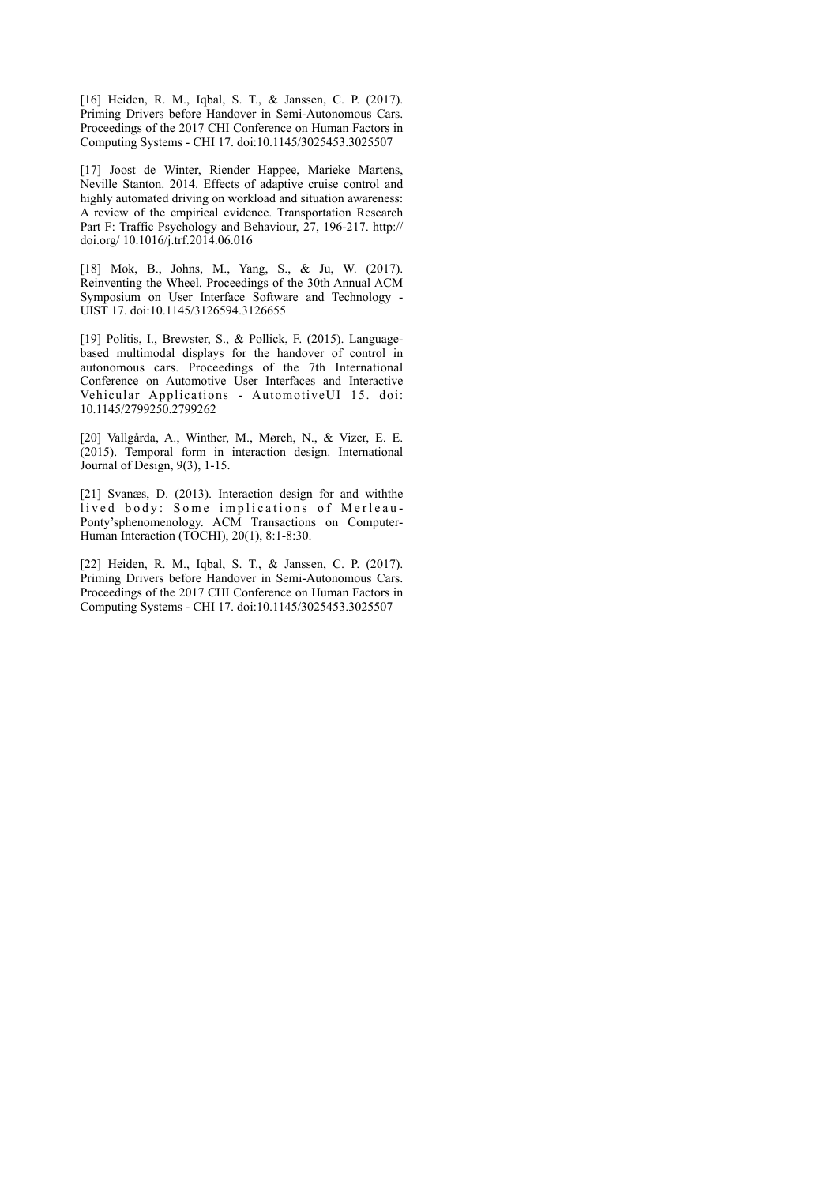[16] Heiden, R. M., Iqbal, S. T., & Janssen, C. P. (2017). Priming Drivers before Handover in Semi-Autonomous Cars. Proceedings of the 2017 CHI Conference on Human Factors in Computing Systems - CHI 17. doi:10.1145/3025453.3025507

[17] Joost de Winter, Riender Happee, Marieke Martens, Neville Stanton. 2014. Effects of adaptive cruise control and highly automated driving on workload and situation awareness: A review of the empirical evidence. Transportation Research Part F: Traffic Psychology and Behaviour, 27, 196-217. http:// doi.org/ 10.1016/j.trf.2014.06.016

[18] Mok, B., Johns, M., Yang, S., & Ju, W. (2017). Reinventing the Wheel. Proceedings of the 30th Annual ACM Symposium on User Interface Software and Technology - UIST 17. doi:10.1145/3126594.3126655

[19] Politis, I., Brewster, S., & Pollick, F. (2015). Language-based multimodal displays for the handover of control in autonomous cars. Proceedings of the 7th International Conference on Automotive User Interfaces and Interactive Vehicular Applications - AutomotiveUI 15. doi: 10.1145/2799250.2799262

[20] Vallgårda, A., Winther, M., Mørch, N., & Vizer, E. E. (2015). Temporal form in interaction design. International Journal of Design, 9(3), 1-15.

[21] Svanæs, D. (2013). Interaction design for and withthe lived body: Some implications of Merleau-Ponty'sphenomenology. ACM Transactions on Computer-Human Interaction (TOCHI), 20(1), 8:1-8:30.

[22] Heiden, R. M., Iqbal, S. T., & Janssen, C. P. (2017). Priming Drivers before Handover in Semi-Autonomous Cars. Proceedings of the 2017 CHI Conference on Human Factors in Computing Systems - CHI 17. doi:10.1145/3025453.3025507